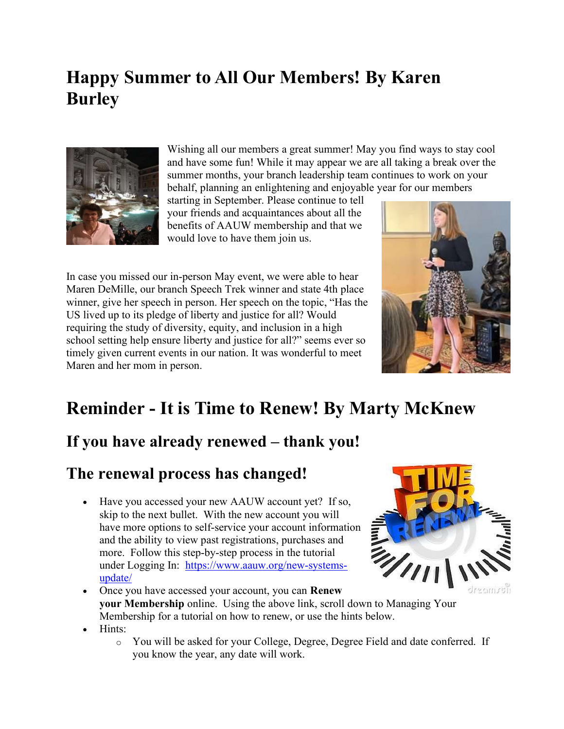# Happy Summer to All Our Members! By Karen Burley

Wishing all our members a great summer! May you find ways to stay cool and have some fun! While it may appear we are all taking a break over the summer months, your branch leadership team continues to work on your behalf, planning an enlightening and enjoyable year for our members starting in September. Please continue to tell your friends and acquaintances about all the benefits of AAUW membership and that we would love to have them join us.

In case you missed our in-person May event, we were able to hear Maren DeMille, our branch Speech Trek winner and state 4th place winner, give her speech in person. Her speech on the topic, "Has the US lived up to its pledge of liberty and justice for all? Would requiring the study of diversity, equity, and inclusion in a high school setting help ensure liberty and justice for all?" seems ever so timely given current events in our nation. It was wonderful to meet Maren and her mom in person.

# Reminder - It is Time to Renew! By Marty McKnew

## If you have already renewed – thank you!

## The renewal process has changed!

- Have you accessed your new AAUW account yet? If so, skip to the next bullet. With the new account you will have more options to self-service your account information and the ability to view past registrations, purchases and more. Follow this step-by-step process in the tutorial under Logging In: https://www.aauw.org/new-systems-update/
- Once you have accessed your account, you can **Renew your Membership** online. Using the above link, scroll down to Managing Your Membership for a tutorial on how to renew, or use the hints below.
- Hints:
  - You will be asked for your College, Degree, Degree Field and date conferred. If you know the year, any date will work.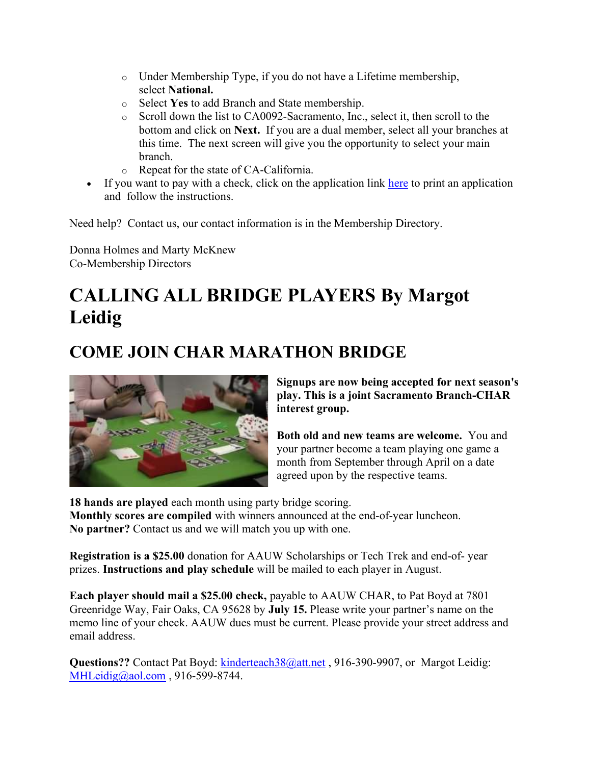- Under Membership Type, if you do not have a Lifetime membership, select **National.**
    - Select **Yes** to add Branch and State membership.
    - Scroll down the list to CA0092-Sacramento, Inc., select it, then scroll to the bottom and click on **Next.** If you are a dual member, select all your branches at this time. The next screen will give you the opportunity to select your main branch.
    - Repeat for the state of CA-California.
- If you want to pay with a check, click on the application link here to print an application and follow the instructions.

Need help? Contact us, our contact information is in the Membership Directory.

Donna Holmes and Marty McKnew
Co-Membership Directors

# CALLING ALL BRIDGE PLAYERS By Margot Leidig

## COME JOIN CHAR MARATHON BRIDGE

**Signups are now being accepted for next season's play. This is a joint Sacramento Branch-CHAR interest group.**

**Both old and new teams are welcome.** You and your partner become a team playing one game a month from September through April on a date agreed upon by the respective teams.

**18 hands are played** each month using party bridge scoring.
**Monthly scores are compiled** with winners announced at the end-of-year luncheon.
**No partner?** Contact us and we will match you up with one.

**Registration is a $25.00** donation for AAUW Scholarships or Tech Trek and end-of- year prizes. **Instructions and play schedule** will be mailed to each player in August.

**Each player should mail a $25.00 check,** payable to AAUW CHAR, to Pat Boyd at 7801 Greenridge Way, Fair Oaks, CA 95628 by **July 15.** Please write your partner's name on the memo line of your check. AAUW dues must be current. Please provide your street address and email address.

**Questions??** Contact Pat Boyd: kinderteach38@att.net , 916-390-9907, or Margot Leidig: MHLeidig@aol.com , 916-599-8744.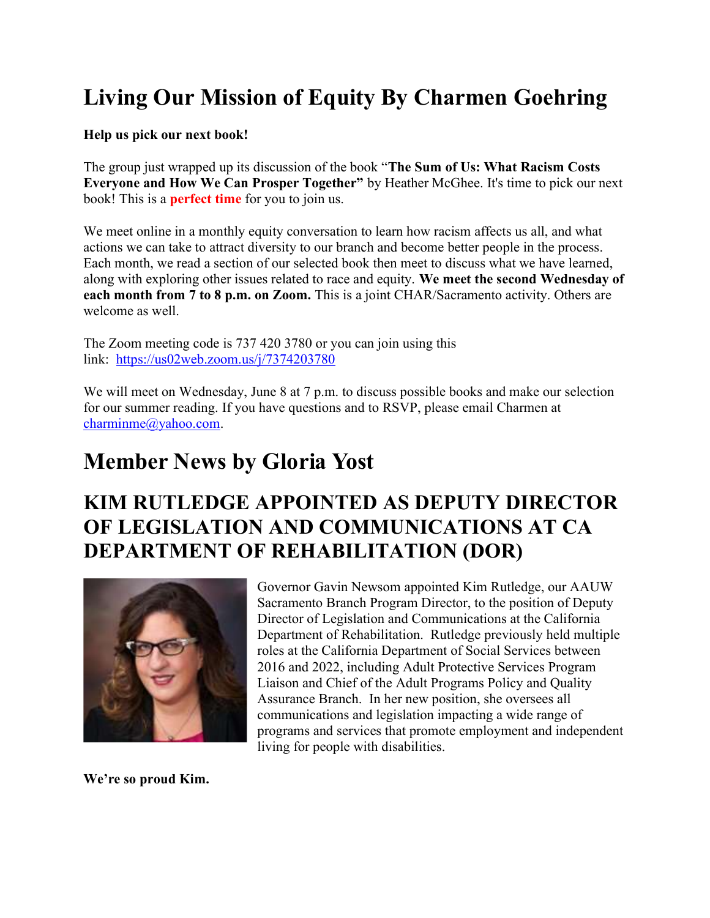# Living Our Mission of Equity By Charmen Goehring

**Help us pick our next book!**

The group just wrapped up its discussion of the book "**The Sum of Us: What Racism Costs Everyone and How We Can Prosper Together"** by Heather McGhee. It's time to pick our next book! This is a **perfect time** for you to join us.

We meet online in a monthly equity conversation to learn how racism affects us all, and what actions we can take to attract diversity to our branch and become better people in the process. Each month, we read a section of our selected book then meet to discuss what we have learned, along with exploring other issues related to race and equity. **We meet the second Wednesday of each month from 7 to 8 p.m. on Zoom.** This is a joint CHAR/Sacramento activity. Others are welcome as well.

The Zoom meeting code is 737 420 3780 or you can join using this link: https://us02web.zoom.us/j/7374203780

We will meet on Wednesday, June 8 at 7 p.m. to discuss possible books and make our selection for our summer reading. If you have questions and to RSVP, please email Charmen at charminme@yahoo.com.

# Member News by Gloria Yost

## KIM RUTLEDGE APPOINTED AS DEPUTY DIRECTOR OF LEGISLATION AND COMMUNICATIONS AT CA DEPARTMENT OF REHABILITATION (DOR)

Governor Gavin Newsom appointed Kim Rutledge, our AAUW Sacramento Branch Program Director, to the position of Deputy Director of Legislation and Communications at the California Department of Rehabilitation. Rutledge previously held multiple roles at the California Department of Social Services between 2016 and 2022, including Adult Protective Services Program Liaison and Chief of the Adult Programs Policy and Quality Assurance Branch. In her new position, she oversees all communications and legislation impacting a wide range of programs and services that promote employment and independent living for people with disabilities.

**We're so proud Kim.**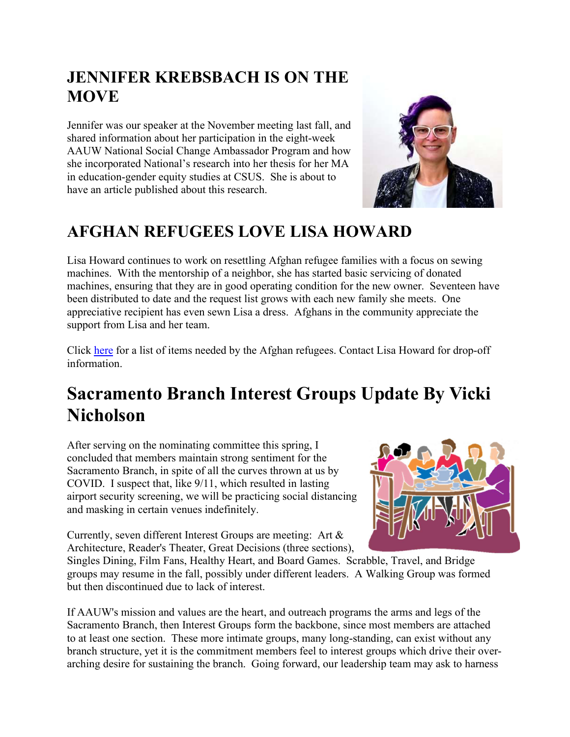## JENNIFER KREBSBACH IS ON THE MOVE

Jennifer was our speaker at the November meeting last fall, and shared information about her participation in the eight-week AAUW National Social Change Ambassador Program and how she incorporated National's research into her thesis for her MA in education-gender equity studies at CSUS. She is about to have an article published about this research.

## AFGHAN REFUGEES LOVE LISA HOWARD

Lisa Howard continues to work on resettling Afghan refugee families with a focus on sewing machines. With the mentorship of a neighbor, she has started basic servicing of donated machines, ensuring that they are in good operating condition for the new owner. Seventeen have been distributed to date and the request list grows with each new family she meets. One appreciative recipient has even sewn Lisa a dress. Afghans in the community appreciate the support from Lisa and her team.

Click here for a list of items needed by the Afghan refugees. Contact Lisa Howard for drop-off information.

# Sacramento Branch Interest Groups Update By Vicki Nicholson

After serving on the nominating committee this spring, I concluded that members maintain strong sentiment for the Sacramento Branch, in spite of all the curves thrown at us by COVID. I suspect that, like 9/11, which resulted in lasting airport security screening, we will be practicing social distancing and masking in certain venues indefinitely.

Currently, seven different Interest Groups are meeting: Art & Architecture, Reader's Theater, Great Decisions (three sections), Singles Dining, Film Fans, Healthy Heart, and Board Games. Scrabble, Travel, and Bridge groups may resume in the fall, possibly under different leaders. A Walking Group was formed but then discontinued due to lack of interest.

If AAUW's mission and values are the heart, and outreach programs the arms and legs of the Sacramento Branch, then Interest Groups form the backbone, since most members are attached to at least one section. These more intimate groups, many long-standing, can exist without any branch structure, yet it is the commitment members feel to interest groups which drive their over-arching desire for sustaining the branch. Going forward, our leadership team may ask to harness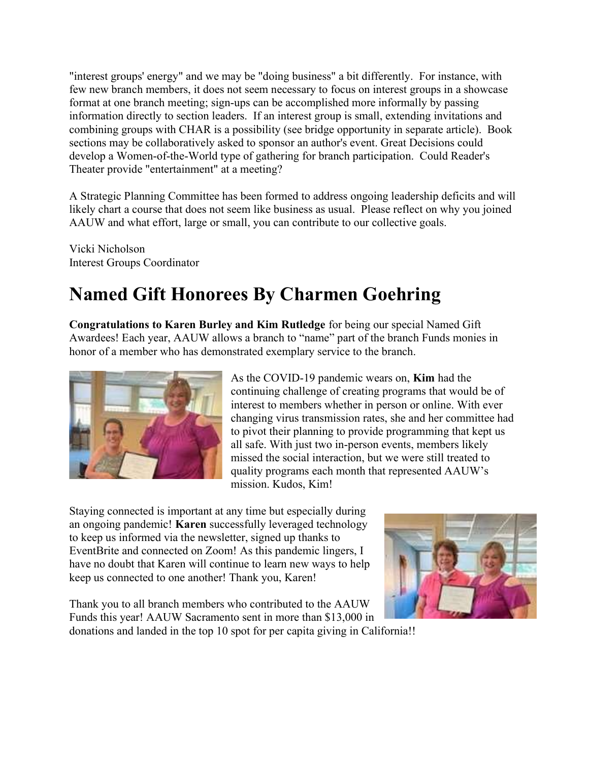"interest groups' energy" and we may be "doing business" a bit differently. For instance, with few new branch members, it does not seem necessary to focus on interest groups in a showcase format at one branch meeting; sign-ups can be accomplished more informally by passing information directly to section leaders. If an interest group is small, extending invitations and combining groups with CHAR is a possibility (see bridge opportunity in separate article). Book sections may be collaboratively asked to sponsor an author's event. Great Decisions could develop a Women-of-the-World type of gathering for branch participation. Could Reader's Theater provide "entertainment" at a meeting?

A Strategic Planning Committee has been formed to address ongoing leadership deficits and will likely chart a course that does not seem like business as usual. Please reflect on why you joined AAUW and what effort, large or small, you can contribute to our collective goals.

Vicki Nicholson
Interest Groups Coordinator

# Named Gift Honorees By Charmen Goehring

**Congratulations to Karen Burley and Kim Rutledge** for being our special Named Gift Awardees! Each year, AAUW allows a branch to "name" part of the branch Funds monies in honor of a member who has demonstrated exemplary service to the branch.

As the COVID-19 pandemic wears on, **Kim** had the continuing challenge of creating programs that would be of interest to members whether in person or online. With ever changing virus transmission rates, she and her committee had to pivot their planning to provide programming that kept us all safe. With just two in-person events, members likely missed the social interaction, but we were still treated to quality programs each month that represented AAUW's mission. Kudos, Kim!

Staying connected is important at any time but especially during an ongoing pandemic! **Karen** successfully leveraged technology to keep us informed via the newsletter, signed up thanks to EventBrite and connected on Zoom! As this pandemic lingers, I have no doubt that Karen will continue to learn new ways to help keep us connected to one another! Thank you, Karen!

Thank you to all branch members who contributed to the AAUW Funds this year! AAUW Sacramento sent in more than $13,000 in donations and landed in the top 10 spot for per capita giving in California!!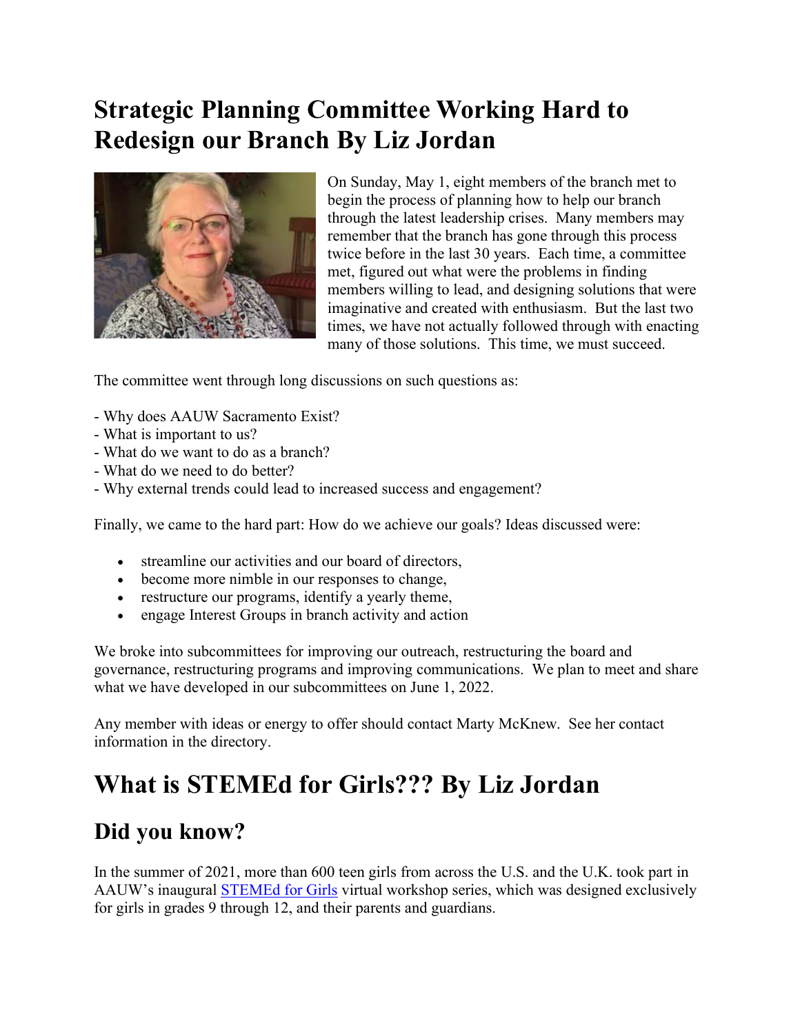# Strategic Planning Committee Working Hard to Redesign our Branch By Liz Jordan

On Sunday, May 1, eight members of the branch met to begin the process of planning how to help our branch through the latest leadership crises. Many members may remember that the branch has gone through this process twice before in the last 30 years. Each time, a committee met, figured out what were the problems in finding members willing to lead, and designing solutions that were imaginative and created with enthusiasm. But the last two times, we have not actually followed through with enacting many of those solutions. This time, we must succeed.

The committee went through long discussions on such questions as:

- Why does AAUW Sacramento Exist?
- What is important to us?
- What do we want to do as a branch?
- What do we need to do better?
- Why external trends could lead to increased success and engagement?

Finally, we came to the hard part: How do we achieve our goals? Ideas discussed were:

- streamline our activities and our board of directors,
- become more nimble in our responses to change,
- restructure our programs, identify a yearly theme,
- engage Interest Groups in branch activity and action

We broke into subcommittees for improving our outreach, restructuring the board and governance, restructuring programs and improving communications. We plan to meet and share what we have developed in our subcommittees on June 1, 2022.

Any member with ideas or energy to offer should contact Marty McKnew. See her contact information in the directory.

# What is STEMEd for Girls??? By Liz Jordan

## Did you know?

In the summer of 2021, more than 600 teen girls from across the U.S. and the U.K. took part in AAUW's inaugural STEMEd for Girls virtual workshop series, which was designed exclusively for girls in grades 9 through 12, and their parents and guardians.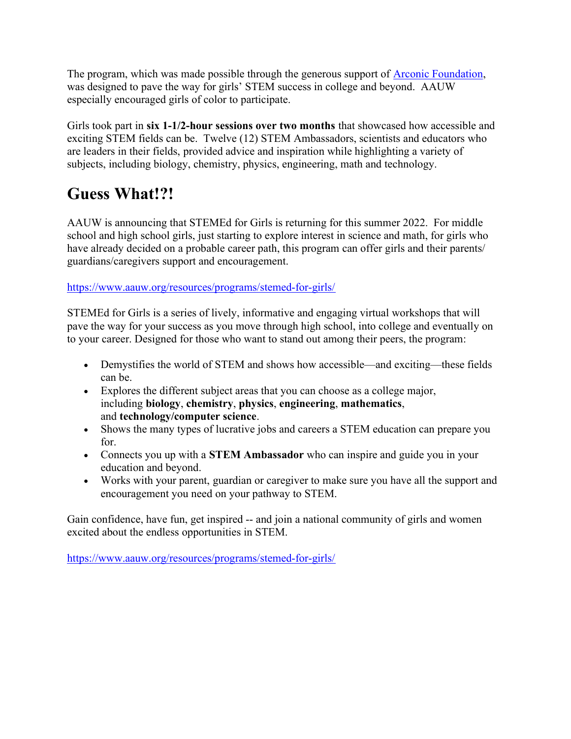The program, which was made possible through the generous support of [Arconic Foundation](), was designed to pave the way for girls' STEM success in college and beyond. AAUW especially encouraged girls of color to participate.

Girls took part in **six 1-1/2-hour sessions over two months** that showcased how accessible and exciting STEM fields can be. Twelve (12) STEM Ambassadors, scientists and educators who are leaders in their fields, provided advice and inspiration while highlighting a variety of subjects, including biology, chemistry, physics, engineering, math and technology.

# Guess What!?!

AAUW is announcing that STEMEd for Girls is returning for this summer 2022. For middle school and high school girls, just starting to explore interest in science and math, for girls who have already decided on a probable career path, this program can offer girls and their parents/ guardians/caregivers support and encouragement.

https://www.aauw.org/resources/programs/stemed-for-girls/

STEMEd for Girls is a series of lively, informative and engaging virtual workshops that will pave the way for your success as you move through high school, into college and eventually on to your career. Designed for those who want to stand out among their peers, the program:

- Demystifies the world of STEM and shows how accessible—and exciting—these fields can be.
- Explores the different subject areas that you can choose as a college major, including **biology**, **chemistry**, **physics**, **engineering**, **mathematics**, and **technology/computer science**.
- Shows the many types of lucrative jobs and careers a STEM education can prepare you for.
- Connects you up with a **STEM Ambassador** who can inspire and guide you in your education and beyond.
- Works with your parent, guardian or caregiver to make sure you have all the support and encouragement you need on your pathway to STEM.

Gain confidence, have fun, get inspired -- and join a national community of girls and women excited about the endless opportunities in STEM.

https://www.aauw.org/resources/programs/stemed-for-girls/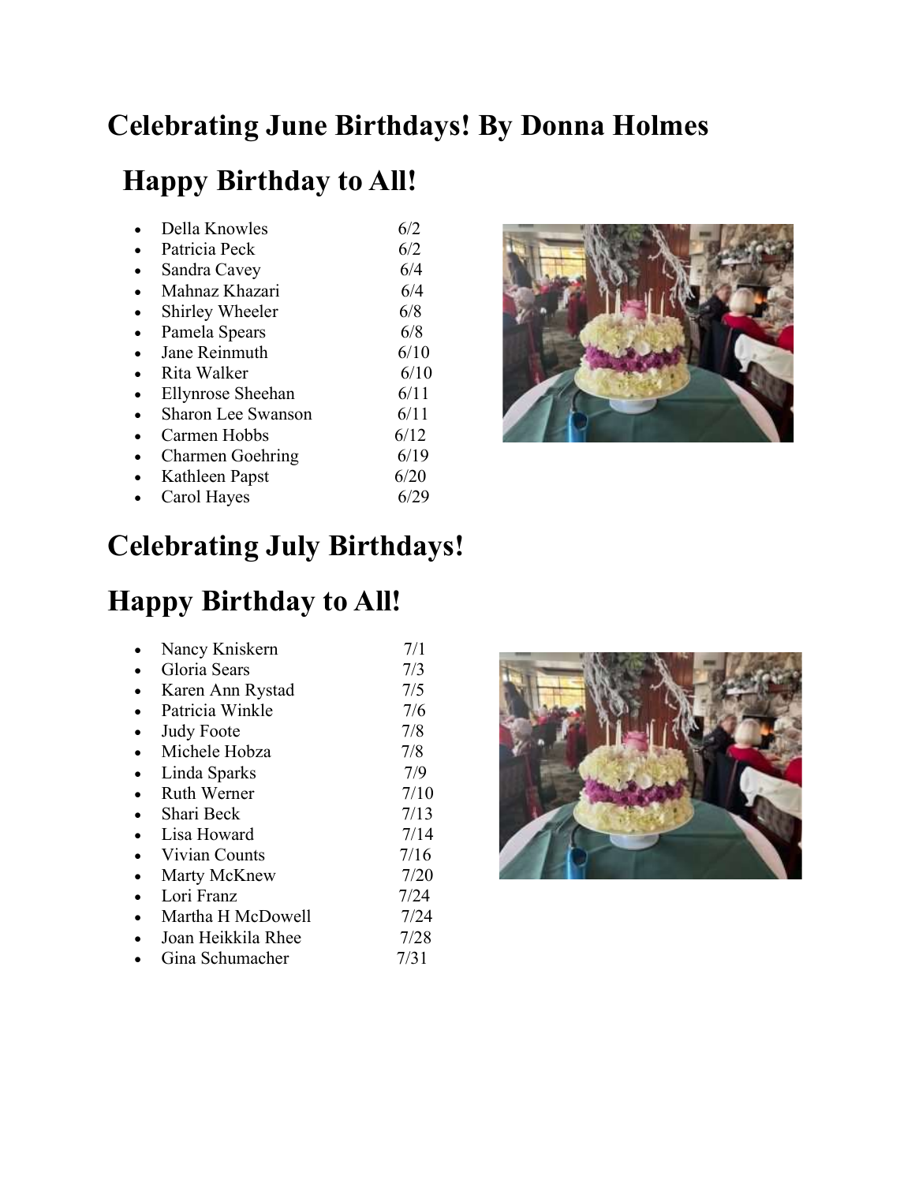# Celebrating June Birthdays! By Donna Holmes

## Happy Birthday to All!

- Della Knowles 6/2
- Patricia Peck 6/2
- Sandra Cavey 6/4
- Mahnaz Khazari 6/4
- Shirley Wheeler 6/8
- Pamela Spears 6/8
- Jane Reinmuth 6/10
- Rita Walker 6/10
- Ellynrose Sheehan 6/11
- Sharon Lee Swanson 6/11
- Carmen Hobbs 6/12
- Charmen Goehring 6/19
- Kathleen Papst 6/20
- Carol Hayes 6/29

# Celebrating July Birthdays!

## Happy Birthday to All!

- Nancy Kniskern 7/1
- Gloria Sears 7/3
- Karen Ann Rystad 7/5
- Patricia Winkle 7/6
- Judy Foote 7/8
- Michele Hobza 7/8
- Linda Sparks 7/9
- Ruth Werner 7/10
- Shari Beck 7/13
- Lisa Howard 7/14
- Vivian Counts 7/16
- Marty McKnew 7/20
- Lori Franz 7/24
- Martha H McDowell 7/24
- Joan Heikkila Rhee 7/28
- Gina Schumacher 7/31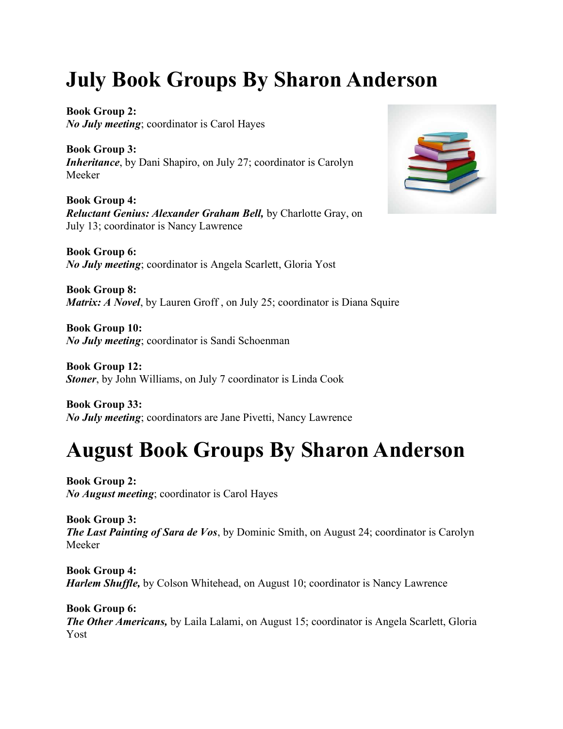# July Book Groups By Sharon Anderson

**Book Group 2:**
***No July meeting***; coordinator is Carol Hayes

**Book Group 3:**
***Inheritance***, by Dani Shapiro, on July 27; coordinator is Carolyn Meeker

**Book Group 4:**
***Reluctant Genius: Alexander Graham Bell,*** by Charlotte Gray, on July 13; coordinator is Nancy Lawrence

**Book Group 6:**
***No July meeting***; coordinator is Angela Scarlett, Gloria Yost

**Book Group 8:**
***Matrix: A Novel***, by Lauren Groff , on July 25; coordinator is Diana Squire

**Book Group 10:**
***No July meeting***; coordinator is Sandi Schoenman

**Book Group 12:**
***Stoner***, by John Williams, on July 7 coordinator is Linda Cook

**Book Group 33:**
***No July meeting***; coordinators are Jane Pivetti, Nancy Lawrence

# August Book Groups By Sharon Anderson

**Book Group 2:**
***No August meeting***; coordinator is Carol Hayes

**Book Group 3:**
***The Last Painting of Sara de Vos***, by Dominic Smith, on August 24; coordinator is Carolyn Meeker

**Book Group 4:**
***Harlem Shuffle,*** by Colson Whitehead, on August 10; coordinator is Nancy Lawrence

**Book Group 6:**
***The Other Americans,*** by Laila Lalami, on August 15; coordinator is Angela Scarlett, Gloria Yost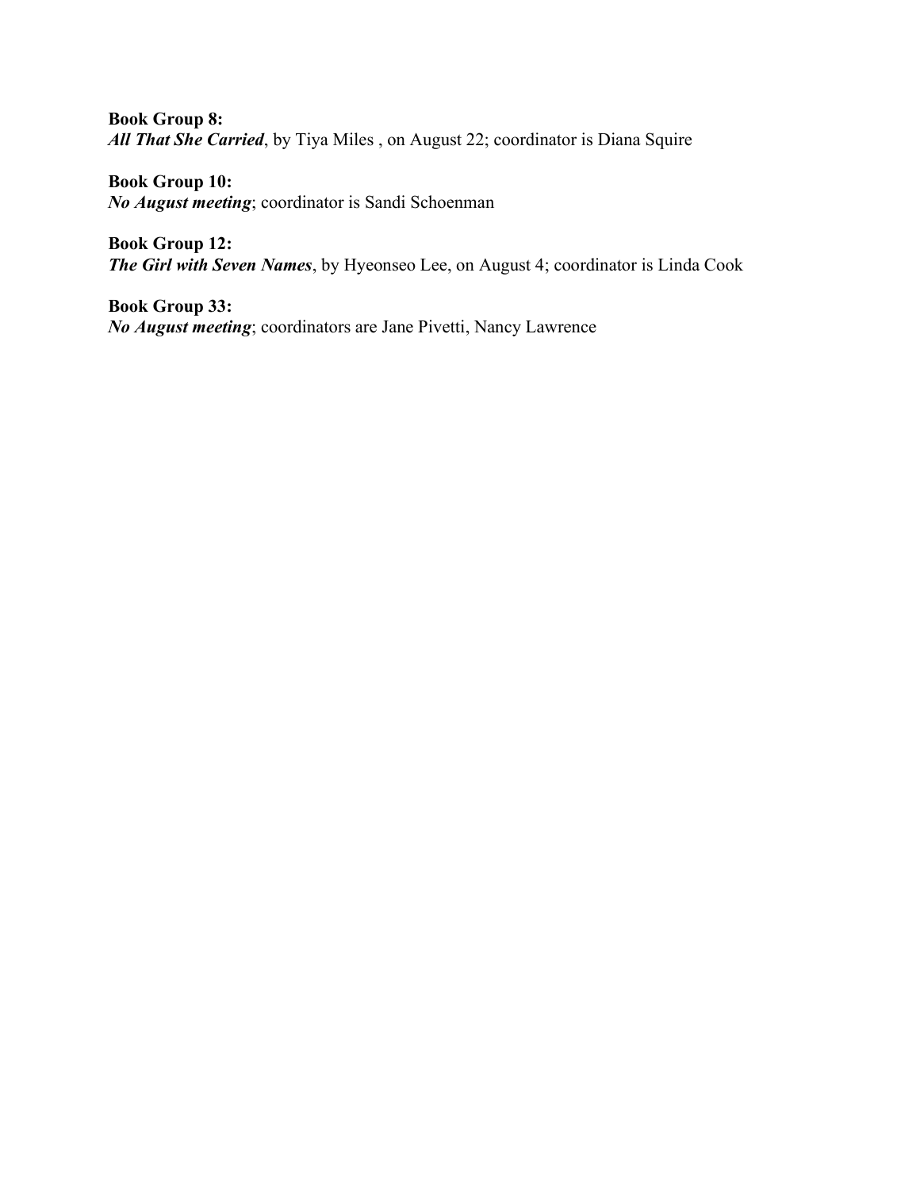**Book Group 8:**
***All That She Carried***, by Tiya Miles , on August 22; coordinator is Diana Squire

**Book Group 10:**
***No August meeting***; coordinator is Sandi Schoenman

**Book Group 12:**
***The Girl with Seven Names***, by Hyeonseo Lee, on August 4; coordinator is Linda Cook

**Book Group 33:**
***No August meeting***; coordinators are Jane Pivetti, Nancy Lawrence